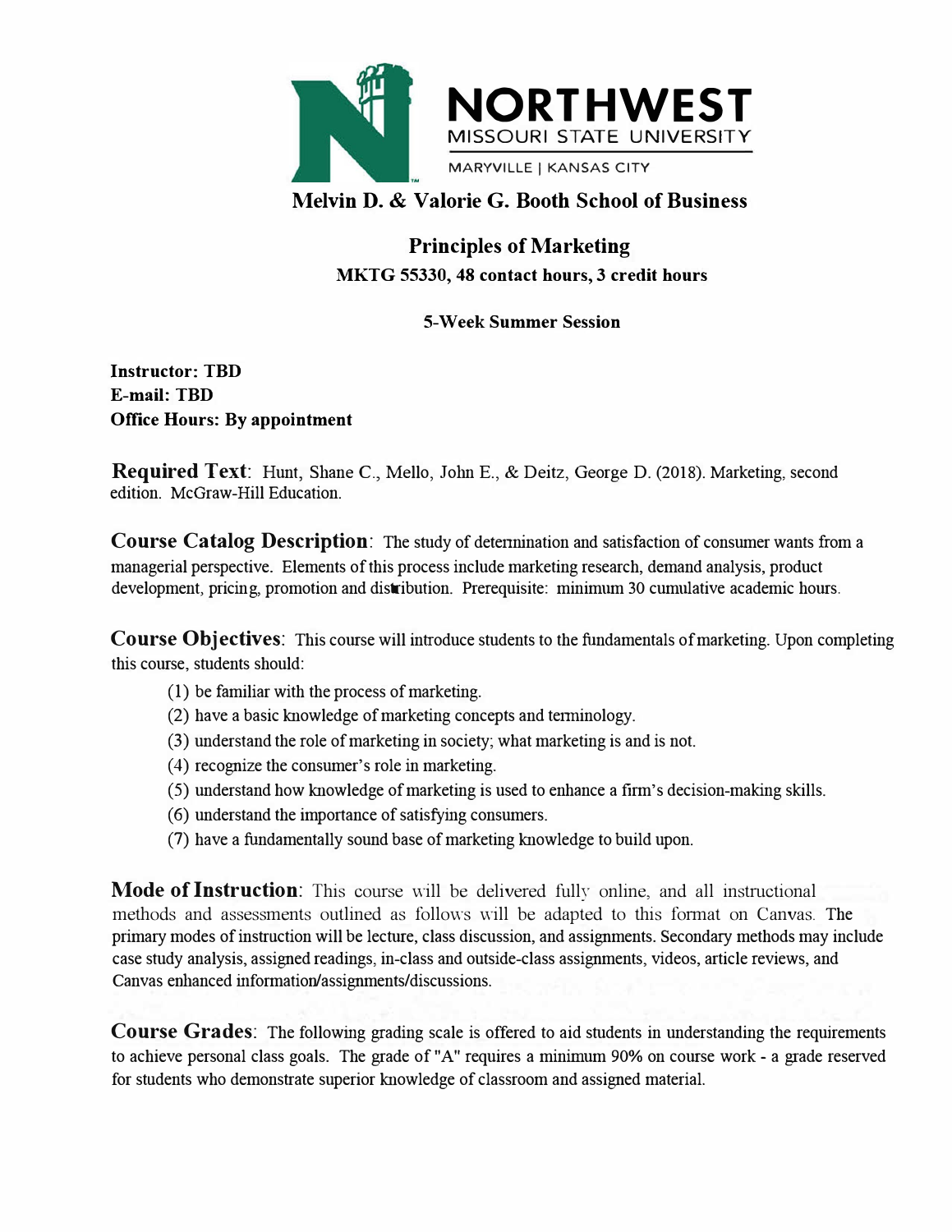# NORTHWEST MISSOURI STATE UNIVERSITY

MARYVILLE | KANSAS CITY

## Melvin D. & Valorie G. Booth School of Business

## Principles of Marketing

**MKTG 55330, 48 contact hours, 3 credit hours**

**5-Week Summer Session**

**Instructor: TBD**
**E-mail: TBD**
**Office Hours: By appointment**

**Required Text**: Hunt, Shane C., Mello, John E., & Deitz, George D. (2018). Marketing, second edition. McGraw-Hill Education.

**Course Catalog Description**: The study of determination and satisfaction of consumer wants from a managerial perspective. Elements of this process include marketing research, demand analysis, product development, pricing, promotion and distribution. Prerequisite: minimum 30 cumulative academic hours.

**Course Objectives**: This course will introduce students to the fundamentals of marketing. Upon completing this course, students should:

(1) be familiar with the process of marketing.
(2) have a basic knowledge of marketing concepts and terminology.
(3) understand the role of marketing in society; what marketing is and is not.
(4) recognize the consumer's role in marketing.
(5) understand how knowledge of marketing is used to enhance a firm's decision-making skills.
(6) understand the importance of satisfying consumers.
(7) have a fundamentally sound base of marketing knowledge to build upon.

**Mode of Instruction**: This course will be delivered fully online, and all instructional methods and assessments outlined as follows will be adapted to this format on Canvas. The primary modes of instruction will be lecture, class discussion, and assignments. Secondary methods may include case study analysis, assigned readings, in-class and outside-class assignments, videos, article reviews, and Canvas enhanced information/assignments/discussions.

**Course Grades**: The following grading scale is offered to aid students in understanding the requirements to achieve personal class goals. The grade of "A" requires a minimum 90% on course work - a grade reserved for students who demonstrate superior knowledge of classroom and assigned material.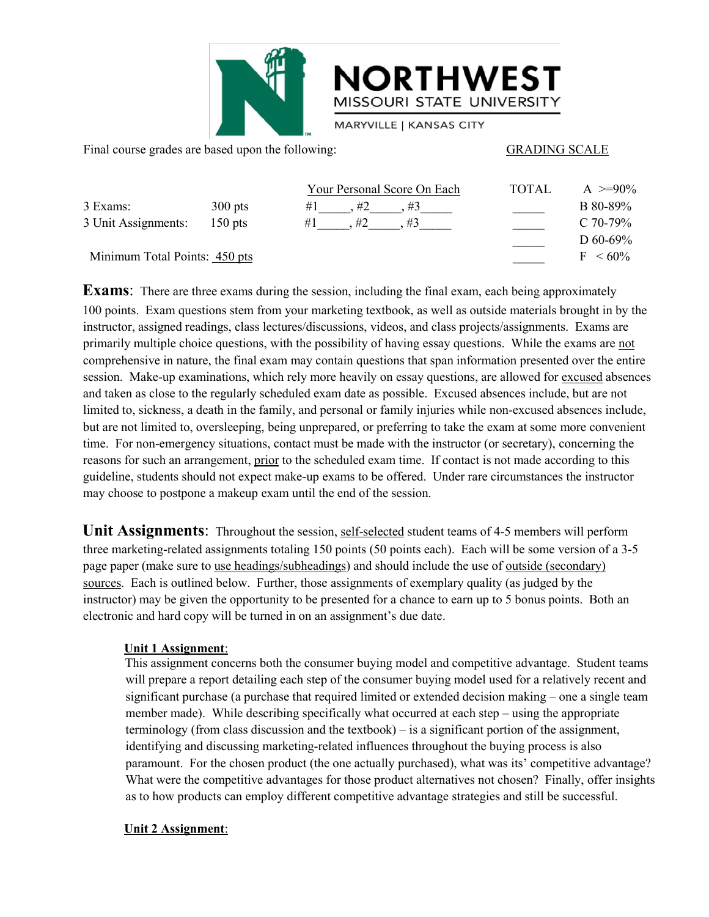Final course grades are based upon the following: GRADING SCALE

| | | Your Personal Score On Each | TOTAL | |
|---|---|---|---|---|
| 3 Exams: | 300 pts | #1_____, #2_____, #3_____ | _____ | A >=90% |
| 3 Unit Assignments: | 150 pts | #1_____, #2_____, #3_____ | _____ | B 80-89% |
| | | | _____ | C 70-79% |
| | | | _____ | D 60-69% |
| Minimum Total Points: 450 pts | | | _____ | F < 60% |

**Exams**: There are three exams during the session, including the final exam, each being approximately 100 points. Exam questions stem from your marketing textbook, as well as outside materials brought in by the instructor, assigned readings, class lectures/discussions, videos, and class projects/assignments. Exams are primarily multiple choice questions, with the possibility of having essay questions. While the exams are not comprehensive in nature, the final exam may contain questions that span information presented over the entire session. Make-up examinations, which rely more heavily on essay questions, are allowed for excused absences and taken as close to the regularly scheduled exam date as possible. Excused absences include, but are not limited to, sickness, a death in the family, and personal or family injuries while non-excused absences include, but are not limited to, oversleeping, being unprepared, or preferring to take the exam at some more convenient time. For non-emergency situations, contact must be made with the instructor (or secretary), concerning the reasons for such an arrangement, prior to the scheduled exam time. If contact is not made according to this guideline, students should not expect make-up exams to be offered. Under rare circumstances the instructor may choose to postpone a makeup exam until the end of the session.

**Unit Assignments**: Throughout the session, self-selected student teams of 4-5 members will perform three marketing-related assignments totaling 150 points (50 points each). Each will be some version of a 3-5 page paper (make sure to use headings/subheadings) and should include the use of outside (secondary) sources. Each is outlined below. Further, those assignments of exemplary quality (as judged by the instructor) may be given the opportunity to be presented for a chance to earn up to 5 bonus points. Both an electronic and hard copy will be turned in on an assignment's due date.

**Unit 1 Assignment**:
This assignment concerns both the consumer buying model and competitive advantage. Student teams will prepare a report detailing each step of the consumer buying model used for a relatively recent and significant purchase (a purchase that required limited or extended decision making – one a single team member made). While describing specifically what occurred at each step – using the appropriate terminology (from class discussion and the textbook) – is a significant portion of the assignment, identifying and discussing marketing-related influences throughout the buying process is also paramount. For the chosen product (the one actually purchased), what was its' competitive advantage? What were the competitive advantages for those product alternatives not chosen? Finally, offer insights as to how products can employ different competitive advantage strategies and still be successful.

**Unit 2 Assignment**: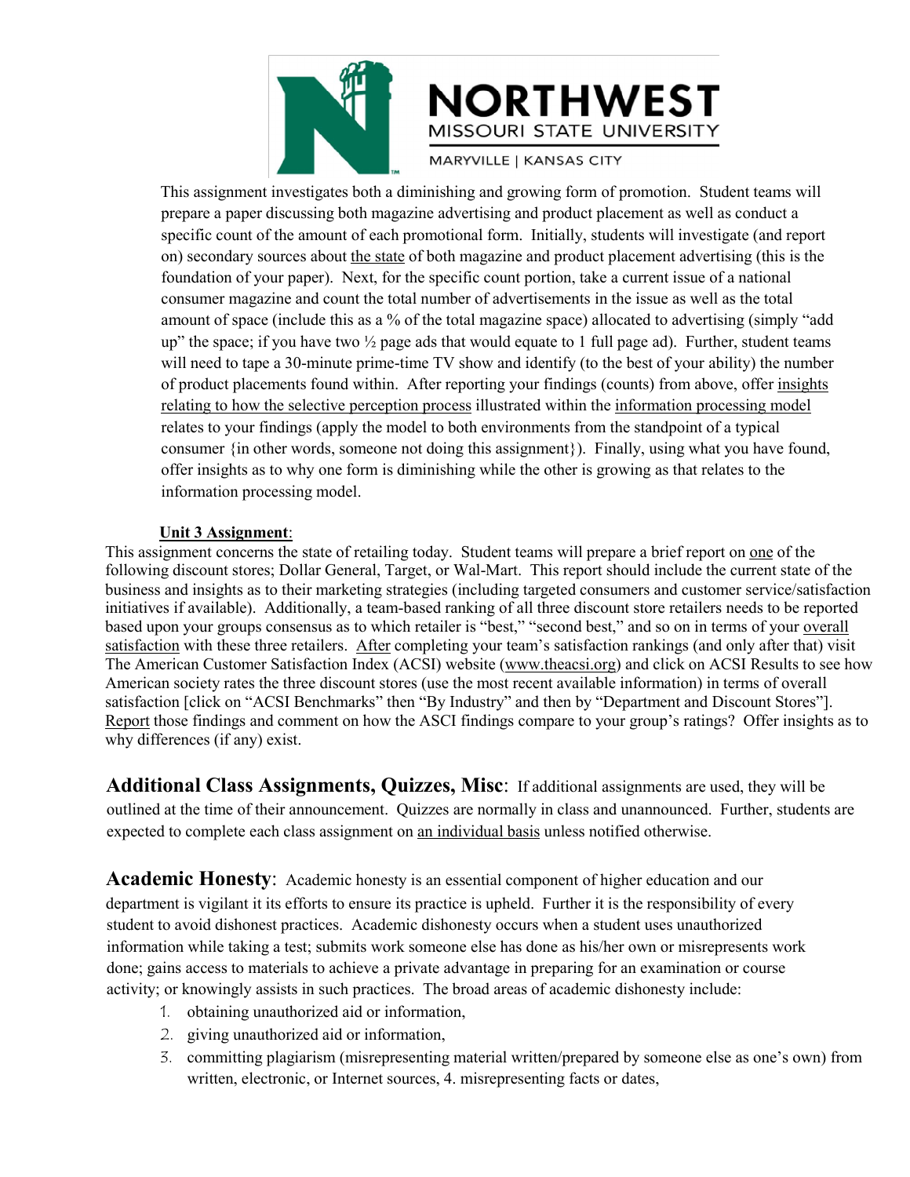This assignment investigates both a diminishing and growing form of promotion. Student teams will prepare a paper discussing both magazine advertising and product placement as well as conduct a specific count of the amount of each promotional form. Initially, students will investigate (and report on) secondary sources about the state of both magazine and product placement advertising (this is the foundation of your paper). Next, for the specific count portion, take a current issue of a national consumer magazine and count the total number of advertisements in the issue as well as the total amount of space (include this as a % of the total magazine space) allocated to advertising (simply "add up" the space; if you have two ½ page ads that would equate to 1 full page ad). Further, student teams will need to tape a 30-minute prime-time TV show and identify (to the best of your ability) the number of product placements found within. After reporting your findings (counts) from above, offer insights relating to how the selective perception process illustrated within the information processing model relates to your findings (apply the model to both environments from the standpoint of a typical consumer {in other words, someone not doing this assignment}). Finally, using what you have found, offer insights as to why one form is diminishing while the other is growing as that relates to the information processing model.

**Unit 3 Assignment**:

This assignment concerns the state of retailing today. Student teams will prepare a brief report on one of the following discount stores; Dollar General, Target, or Wal-Mart. This report should include the current state of the business and insights as to their marketing strategies (including targeted consumers and customer service/satisfaction initiatives if available). Additionally, a team-based ranking of all three discount store retailers needs to be reported based upon your groups consensus as to which retailer is "best," "second best," and so on in terms of your overall satisfaction with these three retailers. After completing your team's satisfaction rankings (and only after that) visit The American Customer Satisfaction Index (ACSI) website (www.theacsi.org) and click on ACSI Results to see how American society rates the three discount stores (use the most recent available information) in terms of overall satisfaction [click on "ACSI Benchmarks" then "By Industry" and then by "Department and Discount Stores"]. Report those findings and comment on how the ASCI findings compare to your group's ratings? Offer insights as to why differences (if any) exist.

## Additional Class Assignments, Quizzes, Misc:

If additional assignments are used, they will be outlined at the time of their announcement. Quizzes are normally in class and unannounced. Further, students are expected to complete each class assignment on an individual basis unless notified otherwise.

## Academic Honesty:

Academic honesty is an essential component of higher education and our department is vigilant it its efforts to ensure its practice is upheld. Further it is the responsibility of every student to avoid dishonest practices. Academic dishonesty occurs when a student uses unauthorized information while taking a test; submits work someone else has done as his/her own or misrepresents work done; gains access to materials to achieve a private advantage in preparing for an examination or course activity; or knowingly assists in such practices. The broad areas of academic dishonesty include:

1. obtaining unauthorized aid or information,
2. giving unauthorized aid or information,
3. committing plagiarism (misrepresenting material written/prepared by someone else as one's own) from written, electronic, or Internet sources, 4. misrepresenting facts or dates,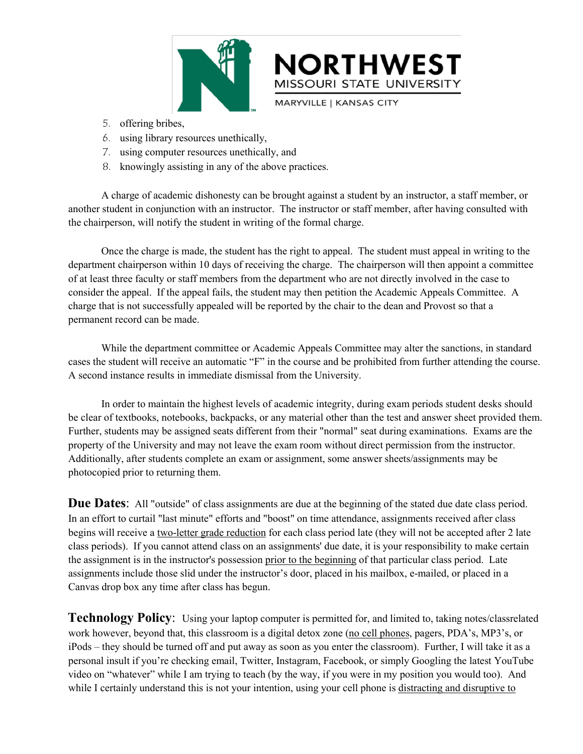5. offering bribes,
6. using library resources unethically,
7. using computer resources unethically, and
8. knowingly assisting in any of the above practices.

A charge of academic dishonesty can be brought against a student by an instructor, a staff member, or another student in conjunction with an instructor. The instructor or staff member, after having consulted with the chairperson, will notify the student in writing of the formal charge.

Once the charge is made, the student has the right to appeal. The student must appeal in writing to the department chairperson within 10 days of receiving the charge. The chairperson will then appoint a committee of at least three faculty or staff members from the department who are not directly involved in the case to consider the appeal. If the appeal fails, the student may then petition the Academic Appeals Committee. A charge that is not successfully appealed will be reported by the chair to the dean and Provost so that a permanent record can be made.

While the department committee or Academic Appeals Committee may alter the sanctions, in standard cases the student will receive an automatic "F" in the course and be prohibited from further attending the course. A second instance results in immediate dismissal from the University.

In order to maintain the highest levels of academic integrity, during exam periods student desks should be clear of textbooks, notebooks, backpacks, or any material other than the test and answer sheet provided them. Further, students may be assigned seats different from their "normal" seat during examinations. Exams are the property of the University and may not leave the exam room without direct permission from the instructor. Additionally, after students complete an exam or assignment, some answer sheets/assignments may be photocopied prior to returning them.

**Due Dates**: All "outside" of class assignments are due at the beginning of the stated due date class period. In an effort to curtail "last minute" efforts and "boost" on time attendance, assignments received after class begins will receive a two-letter grade reduction for each class period late (they will not be accepted after 2 late class periods). If you cannot attend class on an assignments' due date, it is your responsibility to make certain the assignment is in the instructor's possession prior to the beginning of that particular class period. Late assignments include those slid under the instructor's door, placed in his mailbox, e-mailed, or placed in a Canvas drop box any time after class has begun.

**Technology Policy**: Using your laptop computer is permitted for, and limited to, taking notes/classrelated work however, beyond that, this classroom is a digital detox zone (no cell phones, pagers, PDA's, MP3's, or iPods – they should be turned off and put away as soon as you enter the classroom). Further, I will take it as a personal insult if you're checking email, Twitter, Instagram, Facebook, or simply Googling the latest YouTube video on "whatever" while I am trying to teach (by the way, if you were in my position you would too). And while I certainly understand this is not your intention, using your cell phone is distracting and disruptive to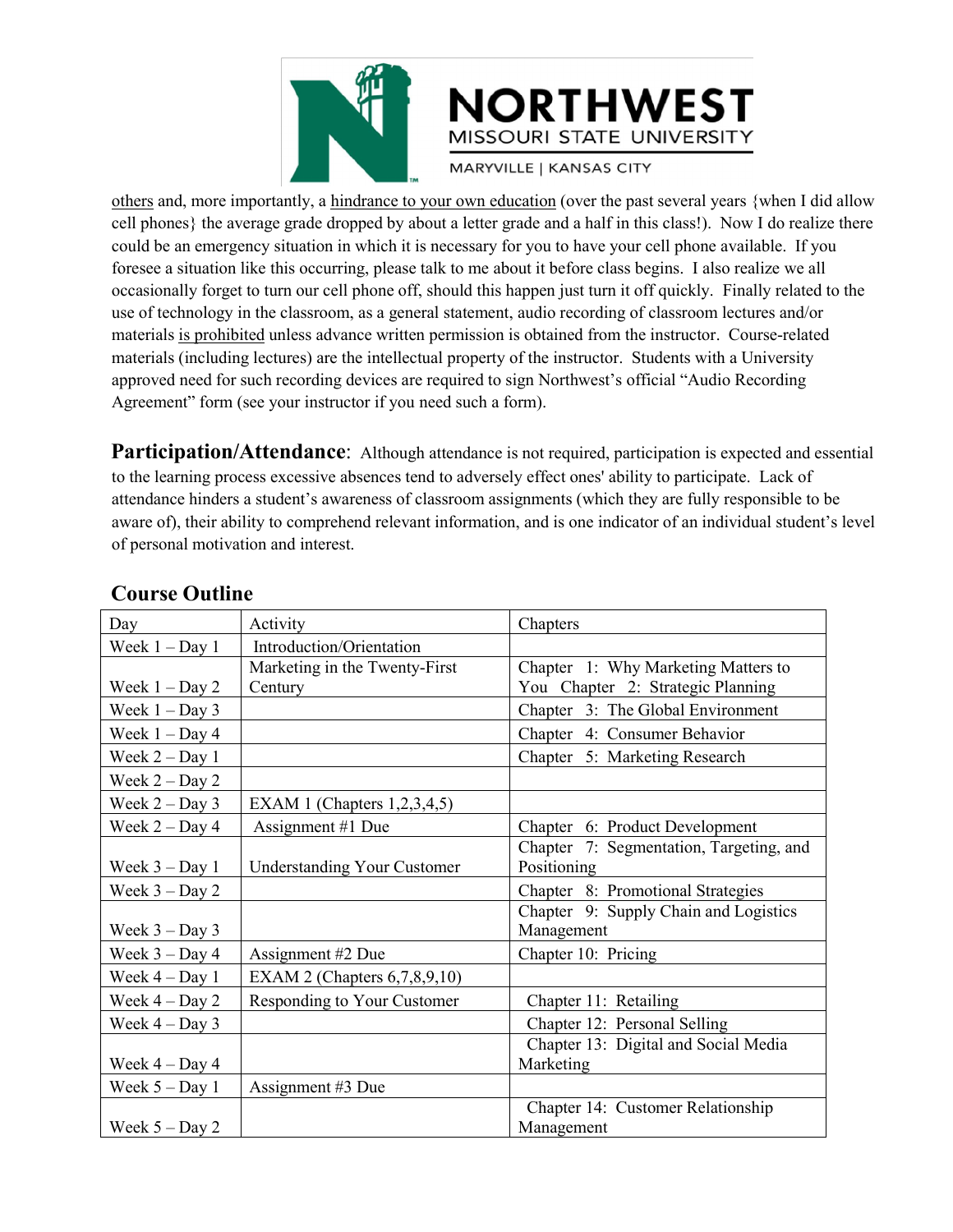others and, more importantly, a hindrance to your own education (over the past several years {when I did allow cell phones} the average grade dropped by about a letter grade and a half in this class!). Now I do realize there could be an emergency situation in which it is necessary for you to have your cell phone available. If you foresee a situation like this occurring, please talk to me about it before class begins. I also realize we all occasionally forget to turn our cell phone off, should this happen just turn it off quickly. Finally related to the use of technology in the classroom, as a general statement, audio recording of classroom lectures and/or materials is prohibited unless advance written permission is obtained from the instructor. Course-related materials (including lectures) are the intellectual property of the instructor. Students with a University approved need for such recording devices are required to sign Northwest's official "Audio Recording Agreement" form (see your instructor if you need such a form).

**Participation/Attendance**: Although attendance is not required, participation is expected and essential to the learning process excessive absences tend to adversely effect ones' ability to participate. Lack of attendance hinders a student's awareness of classroom assignments (which they are fully responsible to be aware of), their ability to comprehend relevant information, and is one indicator of an individual student's level of personal motivation and interest.

## Course Outline

| Day | Activity | Chapters |
|---|---|---|
| Week 1 – Day 1 | Introduction/Orientation | |
| Week 1 – Day 2 | Marketing in the Twenty-First Century | Chapter 1: Why Marketing Matters to You Chapter 2: Strategic Planning |
| Week 1 – Day 3 | | Chapter 3: The Global Environment |
| Week 1 – Day 4 | | Chapter 4: Consumer Behavior |
| Week 2 – Day 1 | | Chapter 5: Marketing Research |
| Week 2 – Day 2 | | |
| Week 2 – Day 3 | EXAM 1 (Chapters 1,2,3,4,5) | |
| Week 2 – Day 4 | Assignment #1 Due | Chapter 6: Product Development |
| Week 3 – Day 1 | Understanding Your Customer | Chapter 7: Segmentation, Targeting, and Positioning |
| Week 3 – Day 2 | | Chapter 8: Promotional Strategies |
| Week 3 – Day 3 | | Chapter 9: Supply Chain and Logistics Management |
| Week 3 – Day 4 | Assignment #2 Due | Chapter 10: Pricing |
| Week 4 – Day 1 | EXAM 2 (Chapters 6,7,8,9,10) | |
| Week 4 – Day 2 | Responding to Your Customer | Chapter 11: Retailing |
| Week 4 – Day 3 | | Chapter 12: Personal Selling |
| Week 4 – Day 4 | | Chapter 13: Digital and Social Media Marketing |
| Week 5 – Day 1 | Assignment #3 Due | |
| Week 5 – Day 2 | | Chapter 14: Customer Relationship Management |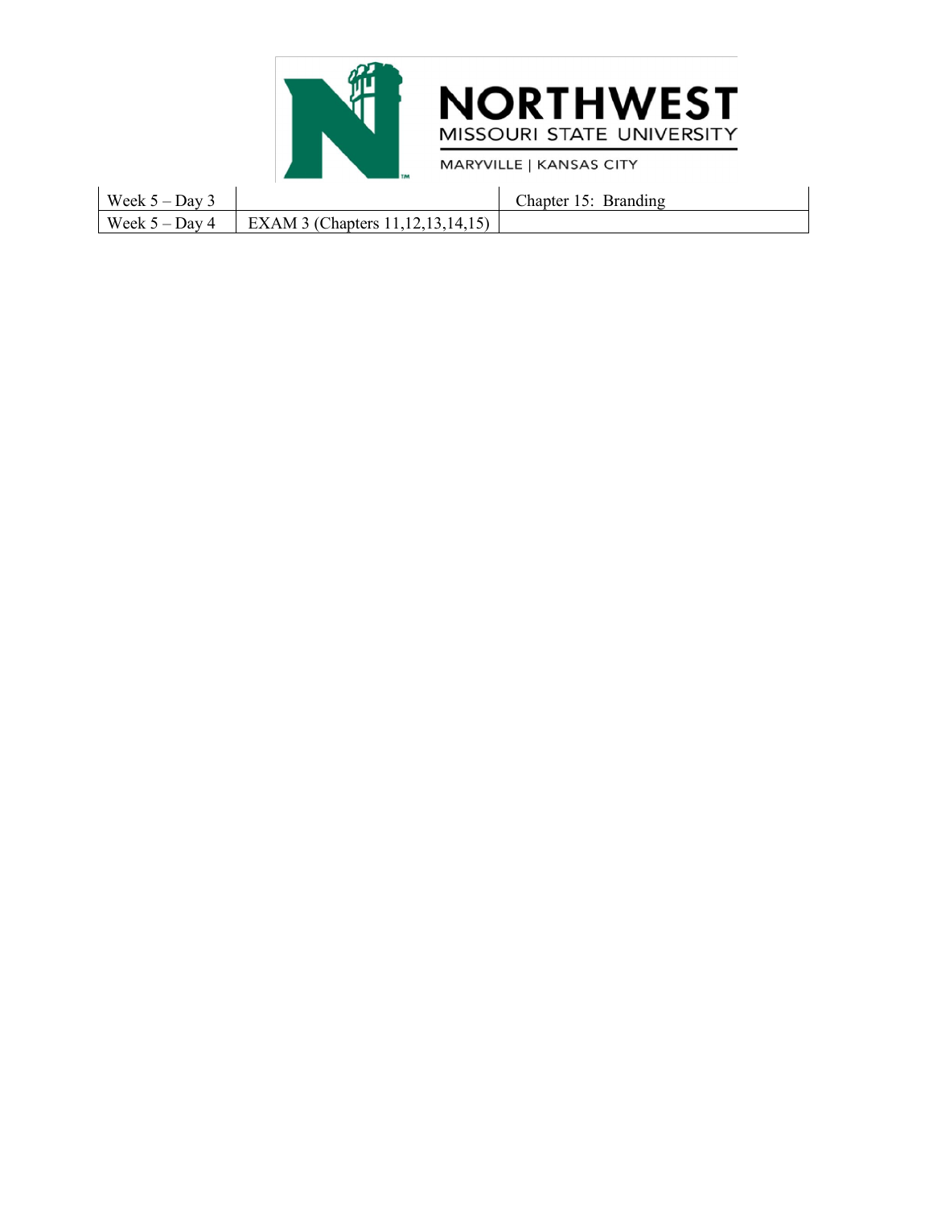| | | |
|---|---|---|
| Week 5 – Day 3 | | Chapter 15: Branding |
| Week 5 – Day 4 | EXAM 3 (Chapters 11,12,13,14,15) | |